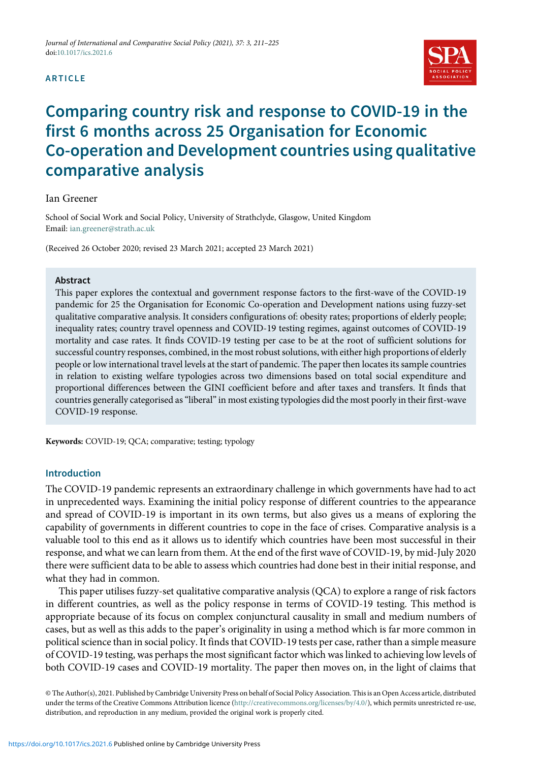ARTICLE

# Comparing country risk and response to COVID-19 in the first 6 months across 25 Organisation for Economic Co-operation and Development countries using qualitative comparative analysis

Ian Greener

School of Social Work and Social Policy, University of Strathclyde, Glasgow, United Kingdom
Email: ian.greener@strath.ac.uk

(Received 26 October 2020; revised 23 March 2021; accepted 23 March 2021)

## Abstract

This paper explores the contextual and government response factors to the first-wave of the COVID-19 pandemic for 25 the Organisation for Economic Co-operation and Development nations using fuzzy-set qualitative comparative analysis. It considers configurations of: obesity rates; proportions of elderly people; inequality rates; country travel openness and COVID-19 testing regimes, against outcomes of COVID-19 mortality and case rates. It finds COVID-19 testing per case to be at the root of sufficient solutions for successful country responses, combined, in the most robust solutions, with either high proportions of elderly people or low international travel levels at the start of pandemic. The paper then locates its sample countries in relation to existing welfare typologies across two dimensions based on total social expenditure and proportional differences between the GINI coefficient before and after taxes and transfers. It finds that countries generally categorised as "liberal" in most existing typologies did the most poorly in their first-wave COVID-19 response.

**Keywords:** COVID-19; QCA; comparative; testing; typology

## Introduction

The COVID-19 pandemic represents an extraordinary challenge in which governments have had to act in unprecedented ways. Examining the initial policy response of different countries to the appearance and spread of COVID-19 is important in its own terms, but also gives us a means of exploring the capability of governments in different countries to cope in the face of crises. Comparative analysis is a valuable tool to this end as it allows us to identify which countries have been most successful in their response, and what we can learn from them. At the end of the first wave of COVID-19, by mid-July 2020 there were sufficient data to be able to assess which countries had done best in their initial response, and what they had in common.

This paper utilises fuzzy-set qualitative comparative analysis (QCA) to explore a range of risk factors in different countries, as well as the policy response in terms of COVID-19 testing. This method is appropriate because of its focus on complex conjunctural causality in small and medium numbers of cases, but as well as this adds to the paper's originality in using a method which is far more common in political science than in social policy. It finds that COVID-19 tests per case, rather than a simple measure of COVID-19 testing, was perhaps the most significant factor which was linked to achieving low levels of both COVID-19 cases and COVID-19 mortality. The paper then moves on, in the light of claims that

© The Author(s), 2021. Published by Cambridge University Press on behalf of Social Policy Association. This is an Open Access article, distributed under the terms of the Creative Commons Attribution licence (http://creativecommons.org/licenses/by/4.0/), which permits unrestricted re-use, distribution, and reproduction in any medium, provided the original work is properly cited.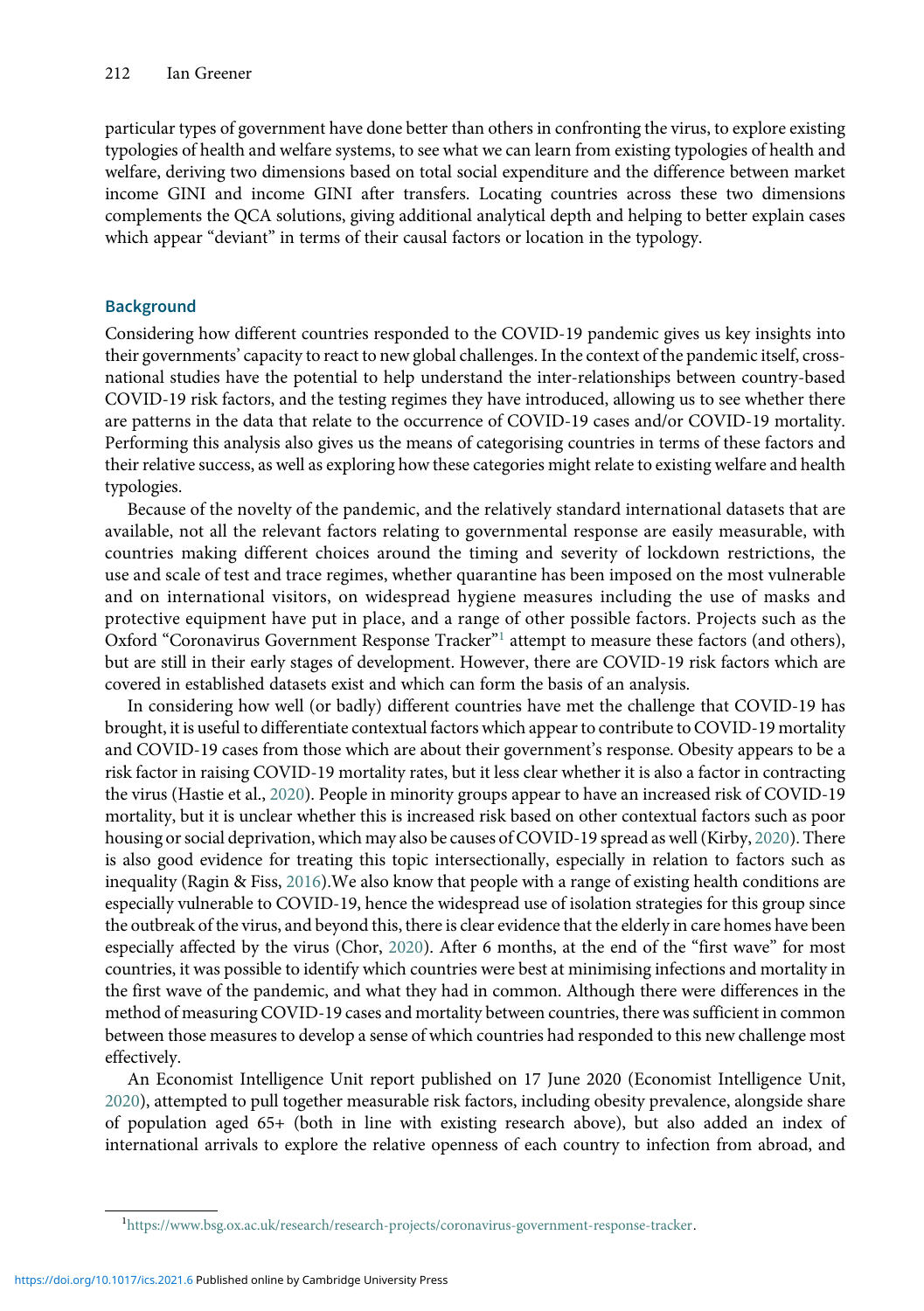particular types of government have done better than others in confronting the virus, to explore existing typologies of health and welfare systems, to see what we can learn from existing typologies of health and welfare, deriving two dimensions based on total social expenditure and the difference between market income GINI and income GINI after transfers. Locating countries across these two dimensions complements the QCA solutions, giving additional analytical depth and helping to better explain cases which appear "deviant" in terms of their causal factors or location in the typology.

## Background

Considering how different countries responded to the COVID-19 pandemic gives us key insights into their governments' capacity to react to new global challenges. In the context of the pandemic itself, cross-national studies have the potential to help understand the inter-relationships between country-based COVID-19 risk factors, and the testing regimes they have introduced, allowing us to see whether there are patterns in the data that relate to the occurrence of COVID-19 cases and/or COVID-19 mortality. Performing this analysis also gives us the means of categorising countries in terms of these factors and their relative success, as well as exploring how these categories might relate to existing welfare and health typologies.

Because of the novelty of the pandemic, and the relatively standard international datasets that are available, not all the relevant factors relating to governmental response are easily measurable, with countries making different choices around the timing and severity of lockdown restrictions, the use and scale of test and trace regimes, whether quarantine has been imposed on the most vulnerable and on international visitors, on widespread hygiene measures including the use of masks and protective equipment have put in place, and a range of other possible factors. Projects such as the Oxford "Coronavirus Government Response Tracker"[1] attempt to measure these factors (and others), but are still in their early stages of development. However, there are COVID-19 risk factors which are covered in established datasets exist and which can form the basis of an analysis.

In considering how well (or badly) different countries have met the challenge that COVID-19 has brought, it is useful to differentiate contextual factors which appear to contribute to COVID-19 mortality and COVID-19 cases from those which are about their government's response. Obesity appears to be a risk factor in raising COVID-19 mortality rates, but it less clear whether it is also a factor in contracting the virus (Hastie et al., 2020). People in minority groups appear to have an increased risk of COVID-19 mortality, but it is unclear whether this is increased risk based on other contextual factors such as poor housing or social deprivation, which may also be causes of COVID-19 spread as well (Kirby, 2020). There is also good evidence for treating this topic intersectionally, especially in relation to factors such as inequality (Ragin & Fiss, 2016).We also know that people with a range of existing health conditions are especially vulnerable to COVID-19, hence the widespread use of isolation strategies for this group since the outbreak of the virus, and beyond this, there is clear evidence that the elderly in care homes have been especially affected by the virus (Chor, 2020). After 6 months, at the end of the "first wave" for most countries, it was possible to identify which countries were best at minimising infections and mortality in the first wave of the pandemic, and what they had in common. Although there were differences in the method of measuring COVID-19 cases and mortality between countries, there was sufficient in common between those measures to develop a sense of which countries had responded to this new challenge most effectively.

An Economist Intelligence Unit report published on 17 June 2020 (Economist Intelligence Unit, 2020), attempted to pull together measurable risk factors, including obesity prevalence, alongside share of population aged 65+ (both in line with existing research above), but also added an index of international arrivals to explore the relative openness of each country to infection from abroad, and

[1] https://www.bsg.ox.ac.uk/research/research-projects/coronavirus-government-response-tracker.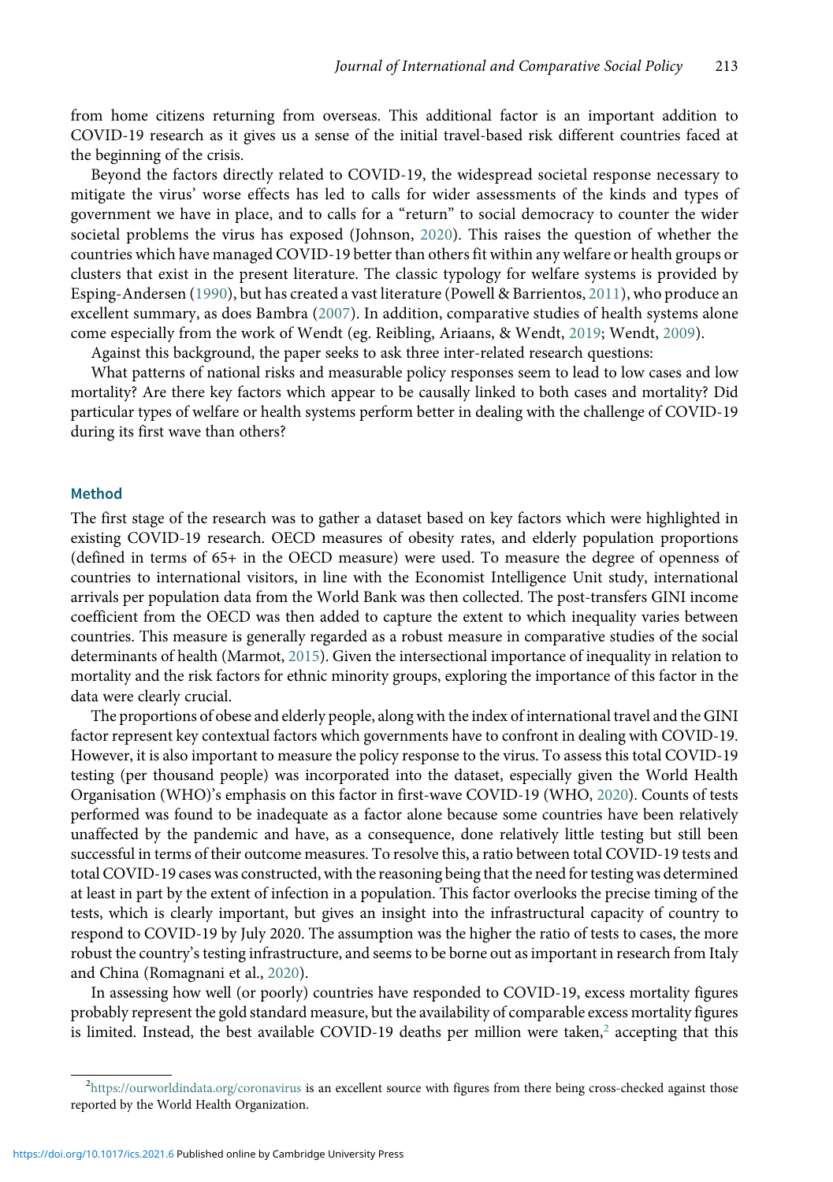from home citizens returning from overseas. This additional factor is an important addition to COVID-19 research as it gives us a sense of the initial travel-based risk different countries faced at the beginning of the crisis.

Beyond the factors directly related to COVID-19, the widespread societal response necessary to mitigate the virus' worse effects has led to calls for wider assessments of the kinds and types of government we have in place, and to calls for a "return" to social democracy to counter the wider societal problems the virus has exposed (Johnson, 2020). This raises the question of whether the countries which have managed COVID-19 better than others fit within any welfare or health groups or clusters that exist in the present literature. The classic typology for welfare systems is provided by Esping-Andersen (1990), but has created a vast literature (Powell & Barrientos, 2011), who produce an excellent summary, as does Bambra (2007). In addition, comparative studies of health systems alone come especially from the work of Wendt (eg. Reibling, Ariaans, & Wendt, 2019; Wendt, 2009).

Against this background, the paper seeks to ask three inter-related research questions:

What patterns of national risks and measurable policy responses seem to lead to low cases and low mortality? Are there key factors which appear to be causally linked to both cases and mortality? Did particular types of welfare or health systems perform better in dealing with the challenge of COVID-19 during its first wave than others?

## Method

The first stage of the research was to gather a dataset based on key factors which were highlighted in existing COVID-19 research. OECD measures of obesity rates, and elderly population proportions (defined in terms of 65+ in the OECD measure) were used. To measure the degree of openness of countries to international visitors, in line with the Economist Intelligence Unit study, international arrivals per population data from the World Bank was then collected. The post-transfers GINI income coefficient from the OECD was then added to capture the extent to which inequality varies between countries. This measure is generally regarded as a robust measure in comparative studies of the social determinants of health (Marmot, 2015). Given the intersectional importance of inequality in relation to mortality and the risk factors for ethnic minority groups, exploring the importance of this factor in the data were clearly crucial.

The proportions of obese and elderly people, along with the index of international travel and the GINI factor represent key contextual factors which governments have to confront in dealing with COVID-19. However, it is also important to measure the policy response to the virus. To assess this total COVID-19 testing (per thousand people) was incorporated into the dataset, especially given the World Health Organisation (WHO)'s emphasis on this factor in first-wave COVID-19 (WHO, 2020). Counts of tests performed was found to be inadequate as a factor alone because some countries have been relatively unaffected by the pandemic and have, as a consequence, done relatively little testing but still been successful in terms of their outcome measures. To resolve this, a ratio between total COVID-19 tests and total COVID-19 cases was constructed, with the reasoning being that the need for testing was determined at least in part by the extent of infection in a population. This factor overlooks the precise timing of the tests, which is clearly important, but gives an insight into the infrastructural capacity of country to respond to COVID-19 by July 2020. The assumption was the higher the ratio of tests to cases, the more robust the country's testing infrastructure, and seems to be borne out as important in research from Italy and China (Romagnani et al., 2020).

In assessing how well (or poorly) countries have responded to COVID-19, excess mortality figures probably represent the gold standard measure, but the availability of comparable excess mortality figures is limited. Instead, the best available COVID-19 deaths per million were taken,[2] accepting that this

[2] https://ourworldindata.org/coronavirus is an excellent source with figures from there being cross-checked against those reported by the World Health Organization.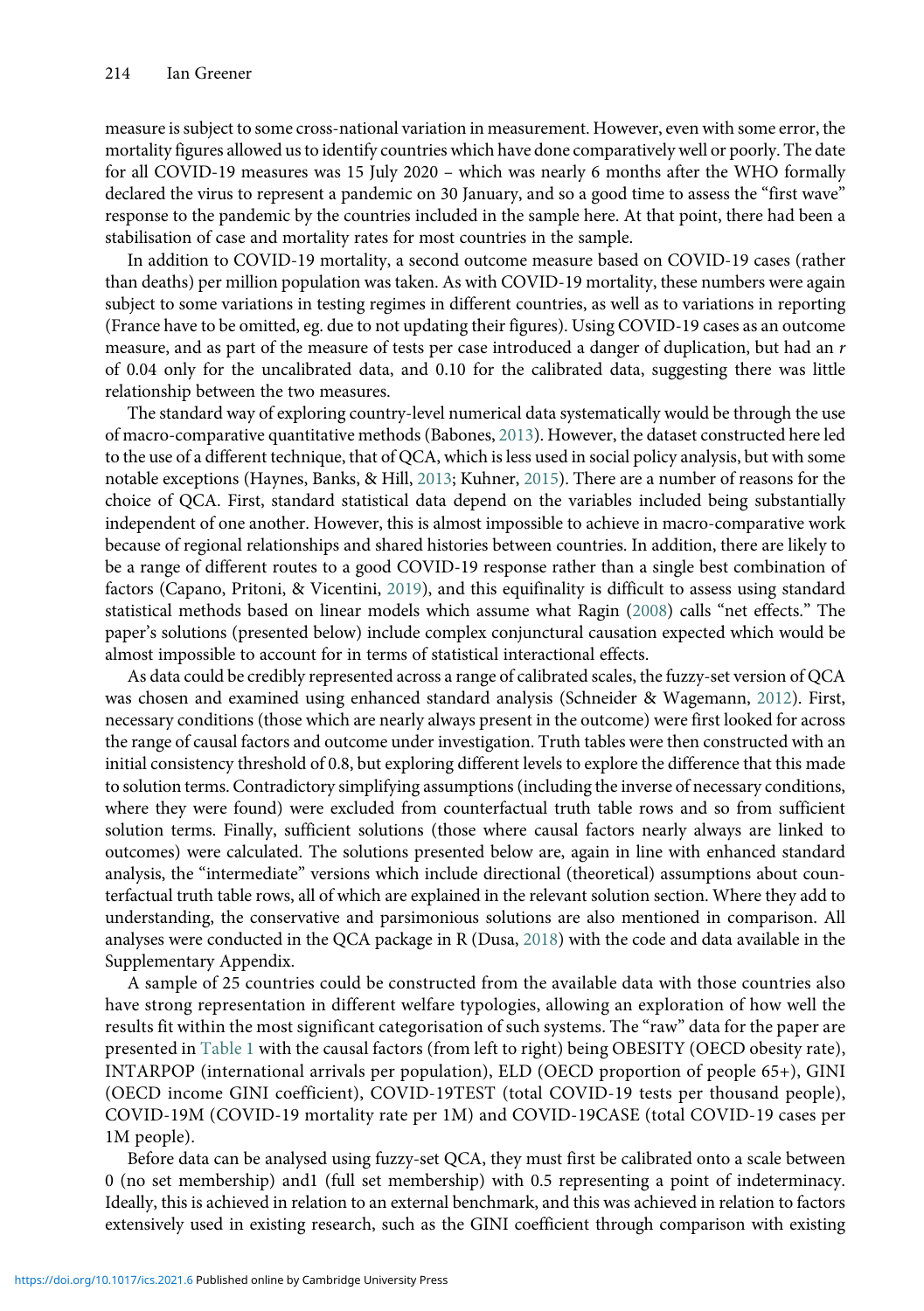measure is subject to some cross-national variation in measurement. However, even with some error, the mortality figures allowed us to identify countries which have done comparatively well or poorly. The date for all COVID-19 measures was 15 July 2020 – which was nearly 6 months after the WHO formally declared the virus to represent a pandemic on 30 January, and so a good time to assess the "first wave" response to the pandemic by the countries included in the sample here. At that point, there had been a stabilisation of case and mortality rates for most countries in the sample.

In addition to COVID-19 mortality, a second outcome measure based on COVID-19 cases (rather than deaths) per million population was taken. As with COVID-19 mortality, these numbers were again subject to some variations in testing regimes in different countries, as well as to variations in reporting (France have to be omitted, eg. due to not updating their figures). Using COVID-19 cases as an outcome measure, and as part of the measure of tests per case introduced a danger of duplication, but had an $r$ of 0.04 only for the uncalibrated data, and 0.10 for the calibrated data, suggesting there was little relationship between the two measures.

The standard way of exploring country-level numerical data systematically would be through the use of macro-comparative quantitative methods (Babones, 2013). However, the dataset constructed here led to the use of a different technique, that of QCA, which is less used in social policy analysis, but with some notable exceptions (Haynes, Banks, & Hill, 2013; Kuhner, 2015). There are a number of reasons for the choice of QCA. First, standard statistical data depend on the variables included being substantially independent of one another. However, this is almost impossible to achieve in macro-comparative work because of regional relationships and shared histories between countries. In addition, there are likely to be a range of different routes to a good COVID-19 response rather than a single best combination of factors (Capano, Pritoni, & Vicentini, 2019), and this equifinality is difficult to assess using standard statistical methods based on linear models which assume what Ragin (2008) calls "net effects." The paper's solutions (presented below) include complex conjunctural causation expected which would be almost impossible to account for in terms of statistical interactional effects.

As data could be credibly represented across a range of calibrated scales, the fuzzy-set version of QCA was chosen and examined using enhanced standard analysis (Schneider & Wagemann, 2012). First, necessary conditions (those which are nearly always present in the outcome) were first looked for across the range of causal factors and outcome under investigation. Truth tables were then constructed with an initial consistency threshold of 0.8, but exploring different levels to explore the difference that this made to solution terms. Contradictory simplifying assumptions (including the inverse of necessary conditions, where they were found) were excluded from counterfactual truth table rows and so from sufficient solution terms. Finally, sufficient solutions (those where causal factors nearly always are linked to outcomes) were calculated. The solutions presented below are, again in line with enhanced standard analysis, the "intermediate" versions which include directional (theoretical) assumptions about counterfactual truth table rows, all of which are explained in the relevant solution section. Where they add to understanding, the conservative and parsimonious solutions are also mentioned in comparison. All analyses were conducted in the QCA package in R (Dusa, 2018) with the code and data available in the Supplementary Appendix.

A sample of 25 countries could be constructed from the available data with those countries also have strong representation in different welfare typologies, allowing an exploration of how well the results fit within the most significant categorisation of such systems. The "raw" data for the paper are presented in Table 1 with the causal factors (from left to right) being OBESITY (OECD obesity rate), INTARPOP (international arrivals per population), ELD (OECD proportion of people 65+), GINI (OECD income GINI coefficient), COVID-19TEST (total COVID-19 tests per thousand people), COVID-19M (COVID-19 mortality rate per 1M) and COVID-19CASE (total COVID-19 cases per 1M people).

Before data can be analysed using fuzzy-set QCA, they must first be calibrated onto a scale between 0 (no set membership) and1 (full set membership) with 0.5 representing a point of indeterminacy. Ideally, this is achieved in relation to an external benchmark, and this was achieved in relation to factors extensively used in existing research, such as the GINI coefficient through comparison with existing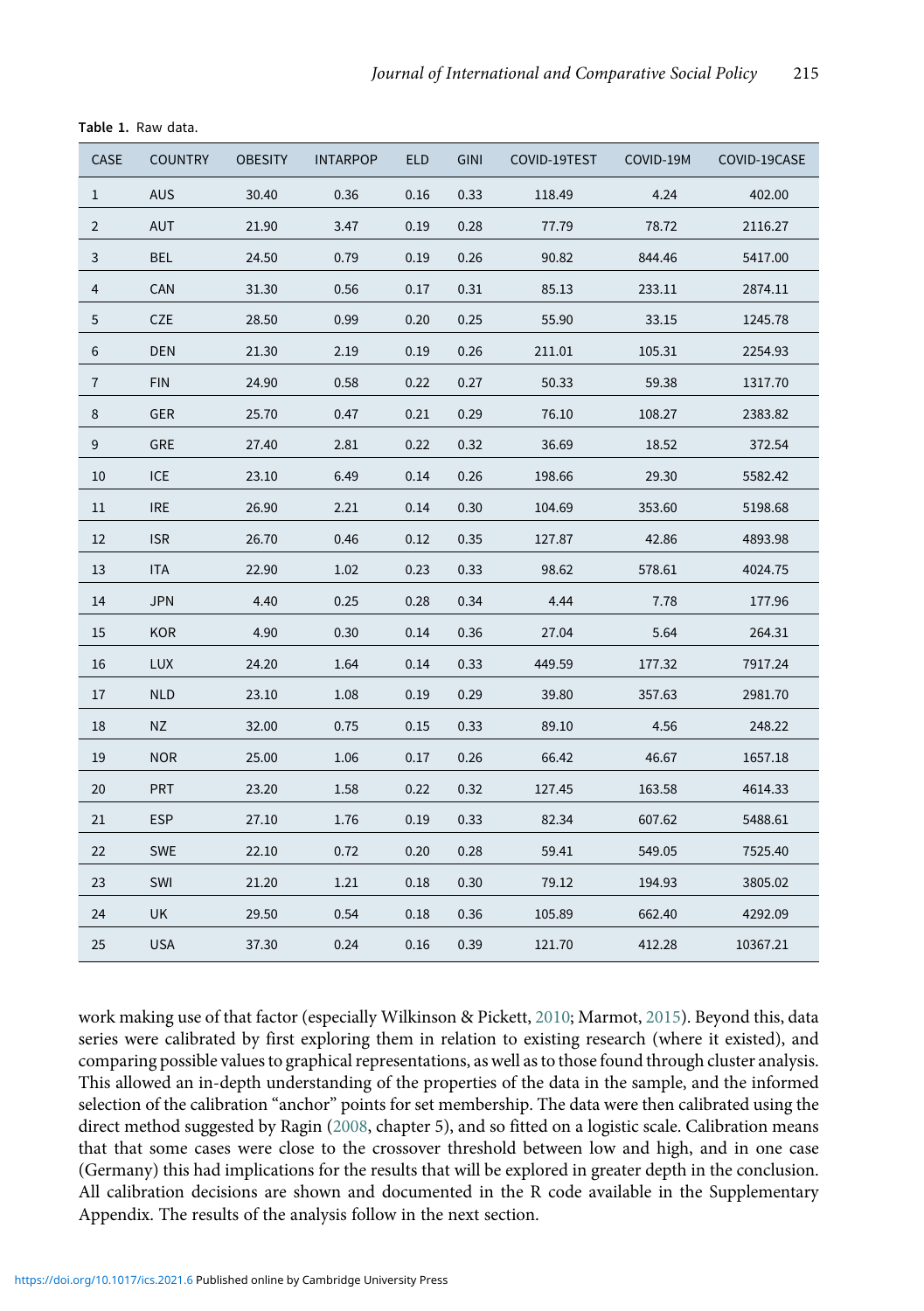Table 1. Raw data.

| CASE | COUNTRY | OBESITY | INTARPOP | ELD | GINI | COVID-19TEST | COVID-19M | COVID-19CASE |
|---|---|---|---|---|---|---|---|---|
| 1 | AUS | 30.40 | 0.36 | 0.16 | 0.33 | 118.49 | 4.24 | 402.00 |
| 2 | AUT | 21.90 | 3.47 | 0.19 | 0.28 | 77.79 | 78.72 | 2116.27 |
| 3 | BEL | 24.50 | 0.79 | 0.19 | 0.26 | 90.82 | 844.46 | 5417.00 |
| 4 | CAN | 31.30 | 0.56 | 0.17 | 0.31 | 85.13 | 233.11 | 2874.11 |
| 5 | CZE | 28.50 | 0.99 | 0.20 | 0.25 | 55.90 | 33.15 | 1245.78 |
| 6 | DEN | 21.30 | 2.19 | 0.19 | 0.26 | 211.01 | 105.31 | 2254.93 |
| 7 | FIN | 24.90 | 0.58 | 0.22 | 0.27 | 50.33 | 59.38 | 1317.70 |
| 8 | GER | 25.70 | 0.47 | 0.21 | 0.29 | 76.10 | 108.27 | 2383.82 |
| 9 | GRE | 27.40 | 2.81 | 0.22 | 0.32 | 36.69 | 18.52 | 372.54 |
| 10 | ICE | 23.10 | 6.49 | 0.14 | 0.26 | 198.66 | 29.30 | 5582.42 |
| 11 | IRE | 26.90 | 2.21 | 0.14 | 0.30 | 104.69 | 353.60 | 5198.68 |
| 12 | ISR | 26.70 | 0.46 | 0.12 | 0.35 | 127.87 | 42.86 | 4893.98 |
| 13 | ITA | 22.90 | 1.02 | 0.23 | 0.33 | 98.62 | 578.61 | 4024.75 |
| 14 | JPN | 4.40 | 0.25 | 0.28 | 0.34 | 4.44 | 7.78 | 177.96 |
| 15 | KOR | 4.90 | 0.30 | 0.14 | 0.36 | 27.04 | 5.64 | 264.31 |
| 16 | LUX | 24.20 | 1.64 | 0.14 | 0.33 | 449.59 | 177.32 | 7917.24 |
| 17 | NLD | 23.10 | 1.08 | 0.19 | 0.29 | 39.80 | 357.63 | 2981.70 |
| 18 | NZ | 32.00 | 0.75 | 0.15 | 0.33 | 89.10 | 4.56 | 248.22 |
| 19 | NOR | 25.00 | 1.06 | 0.17 | 0.26 | 66.42 | 46.67 | 1657.18 |
| 20 | PRT | 23.20 | 1.58 | 0.22 | 0.32 | 127.45 | 163.58 | 4614.33 |
| 21 | ESP | 27.10 | 1.76 | 0.19 | 0.33 | 82.34 | 607.62 | 5488.61 |
| 22 | SWE | 22.10 | 0.72 | 0.20 | 0.28 | 59.41 | 549.05 | 7525.40 |
| 23 | SWI | 21.20 | 1.21 | 0.18 | 0.30 | 79.12 | 194.93 | 3805.02 |
| 24 | UK | 29.50 | 0.54 | 0.18 | 0.36 | 105.89 | 662.40 | 4292.09 |
| 25 | USA | 37.30 | 0.24 | 0.16 | 0.39 | 121.70 | 412.28 | 10367.21 |

work making use of that factor (especially Wilkinson & Pickett, 2010; Marmot, 2015). Beyond this, data series were calibrated by first exploring them in relation to existing research (where it existed), and comparing possible values to graphical representations, as well as to those found through cluster analysis. This allowed an in-depth understanding of the properties of the data in the sample, and the informed selection of the calibration "anchor" points for set membership. The data were then calibrated using the direct method suggested by Ragin (2008, chapter 5), and so fitted on a logistic scale. Calibration means that that some cases were close to the crossover threshold between low and high, and in one case (Germany) this had implications for the results that will be explored in greater depth in the conclusion. All calibration decisions are shown and documented in the R code available in the Supplementary Appendix. The results of the analysis follow in the next section.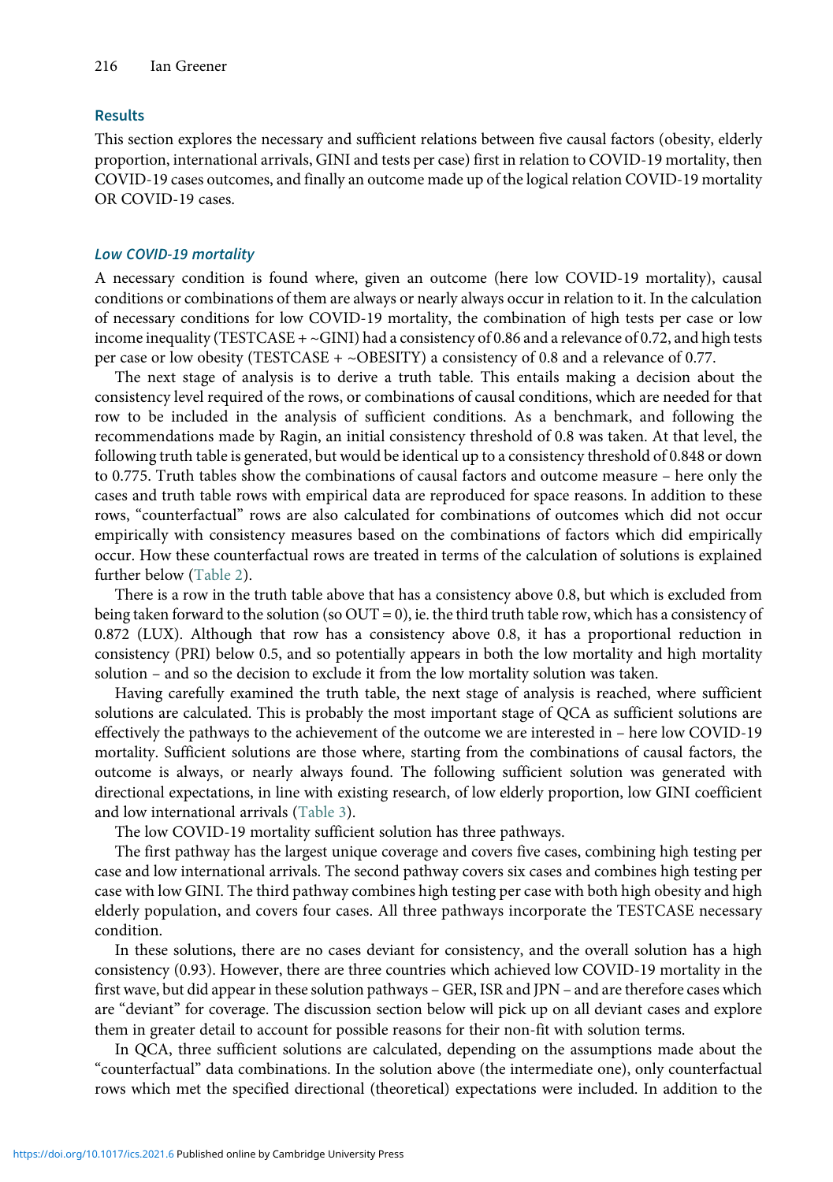## Results

This section explores the necessary and sufficient relations between five causal factors (obesity, elderly proportion, international arrivals, GINI and tests per case) first in relation to COVID-19 mortality, then COVID-19 cases outcomes, and finally an outcome made up of the logical relation COVID-19 mortality OR COVID-19 cases.

### *Low COVID-19 mortality*

A necessary condition is found where, given an outcome (here low COVID-19 mortality), causal conditions or combinations of them are always or nearly always occur in relation to it. In the calculation of necessary conditions for low COVID-19 mortality, the combination of high tests per case or low income inequality (TESTCASE + ~GINI) had a consistency of 0.86 and a relevance of 0.72, and high tests per case or low obesity (TESTCASE + ~OBESITY) a consistency of 0.8 and a relevance of 0.77.

The next stage of analysis is to derive a truth table. This entails making a decision about the consistency level required of the rows, or combinations of causal conditions, which are needed for that row to be included in the analysis of sufficient conditions. As a benchmark, and following the recommendations made by Ragin, an initial consistency threshold of 0.8 was taken. At that level, the following truth table is generated, but would be identical up to a consistency threshold of 0.848 or down to 0.775. Truth tables show the combinations of causal factors and outcome measure – here only the cases and truth table rows with empirical data are reproduced for space reasons. In addition to these rows, "counterfactual" rows are also calculated for combinations of outcomes which did not occur empirically with consistency measures based on the combinations of factors which did empirically occur. How these counterfactual rows are treated in terms of the calculation of solutions is explained further below (Table 2).

There is a row in the truth table above that has a consistency above 0.8, but which is excluded from being taken forward to the solution (so OUT = 0), ie. the third truth table row, which has a consistency of 0.872 (LUX). Although that row has a consistency above 0.8, it has a proportional reduction in consistency (PRI) below 0.5, and so potentially appears in both the low mortality and high mortality solution – and so the decision to exclude it from the low mortality solution was taken.

Having carefully examined the truth table, the next stage of analysis is reached, where sufficient solutions are calculated. This is probably the most important stage of QCA as sufficient solutions are effectively the pathways to the achievement of the outcome we are interested in – here low COVID-19 mortality. Sufficient solutions are those where, starting from the combinations of causal factors, the outcome is always, or nearly always found. The following sufficient solution was generated with directional expectations, in line with existing research, of low elderly proportion, low GINI coefficient and low international arrivals (Table 3).

The low COVID-19 mortality sufficient solution has three pathways.

The first pathway has the largest unique coverage and covers five cases, combining high testing per case and low international arrivals. The second pathway covers six cases and combines high testing per case with low GINI. The third pathway combines high testing per case with both high obesity and high elderly population, and covers four cases. All three pathways incorporate the TESTCASE necessary condition.

In these solutions, there are no cases deviant for consistency, and the overall solution has a high consistency (0.93). However, there are three countries which achieved low COVID-19 mortality in the first wave, but did appear in these solution pathways – GER, ISR and JPN – and are therefore cases which are "deviant" for coverage. The discussion section below will pick up on all deviant cases and explore them in greater detail to account for possible reasons for their non-fit with solution terms.

In QCA, three sufficient solutions are calculated, depending on the assumptions made about the "counterfactual" data combinations. In the solution above (the intermediate one), only counterfactual rows which met the specified directional (theoretical) expectations were included. In addition to the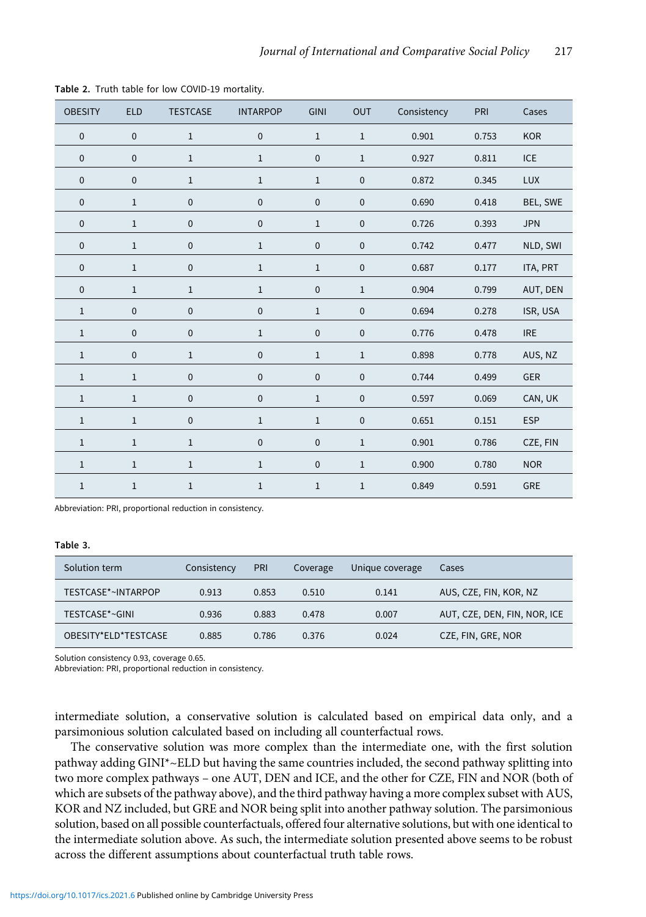**Table 2.** Truth table for low COVID-19 mortality.

| OBESITY | ELD | TESTCASE | INTARPOP | GINI | OUT | Consistency | PRI | Cases |
|---|---|---|---|---|---|---|---|---|
| 0 | 0 | 1 | 0 | 1 | 1 | 0.901 | 0.753 | KOR |
| 0 | 0 | 1 | 1 | 0 | 1 | 0.927 | 0.811 | ICE |
| 0 | 0 | 1 | 1 | 1 | 0 | 0.872 | 0.345 | LUX |
| 0 | 1 | 0 | 0 | 0 | 0 | 0.690 | 0.418 | BEL, SWE |
| 0 | 1 | 0 | 0 | 1 | 0 | 0.726 | 0.393 | JPN |
| 0 | 1 | 0 | 1 | 0 | 0 | 0.742 | 0.477 | NLD, SWI |
| 0 | 1 | 0 | 1 | 1 | 0 | 0.687 | 0.177 | ITA, PRT |
| 0 | 1 | 1 | 1 | 0 | 1 | 0.904 | 0.799 | AUT, DEN |
| 1 | 0 | 0 | 0 | 1 | 0 | 0.694 | 0.278 | ISR, USA |
| 1 | 0 | 0 | 1 | 0 | 0 | 0.776 | 0.478 | IRE |
| 1 | 0 | 1 | 0 | 1 | 1 | 0.898 | 0.778 | AUS, NZ |
| 1 | 1 | 0 | 0 | 0 | 0 | 0.744 | 0.499 | GER |
| 1 | 1 | 0 | 0 | 1 | 0 | 0.597 | 0.069 | CAN, UK |
| 1 | 1 | 0 | 1 | 1 | 0 | 0.651 | 0.151 | ESP |
| 1 | 1 | 1 | 0 | 0 | 1 | 0.901 | 0.786 | CZE, FIN |
| 1 | 1 | 1 | 1 | 0 | 1 | 0.900 | 0.780 | NOR |
| 1 | 1 | 1 | 1 | 1 | 1 | 0.849 | 0.591 | GRE |

Abbreviation: PRI, proportional reduction in consistency.

**Table 3.**

| Solution term | Consistency | PRI | Coverage | Unique coverage | Cases |
|---|---|---|---|---|---|
| TESTCASE*~INTARPOP | 0.913 | 0.853 | 0.510 | 0.141 | AUS, CZE, FIN, KOR, NZ |
| TESTCASE*~GINI | 0.936 | 0.883 | 0.478 | 0.007 | AUT, CZE, DEN, FIN, NOR, ICE |
| OBESITY*ELD*TESTCASE | 0.885 | 0.786 | 0.376 | 0.024 | CZE, FIN, GRE, NOR |

Solution consistency 0.93, coverage 0.65.
Abbreviation: PRI, proportional reduction in consistency.

intermediate solution, a conservative solution is calculated based on empirical data only, and a parsimonious solution calculated based on including all counterfactual rows.

The conservative solution was more complex than the intermediate one, with the first solution pathway adding GINI*~ELD but having the same countries included, the second pathway splitting into two more complex pathways – one AUT, DEN and ICE, and the other for CZE, FIN and NOR (both of which are subsets of the pathway above), and the third pathway having a more complex subset with AUS, KOR and NZ included, but GRE and NOR being split into another pathway solution. The parsimonious solution, based on all possible counterfactuals, offered four alternative solutions, but with one identical to the intermediate solution above. As such, the intermediate solution presented above seems to be robust across the different assumptions about counterfactual truth table rows.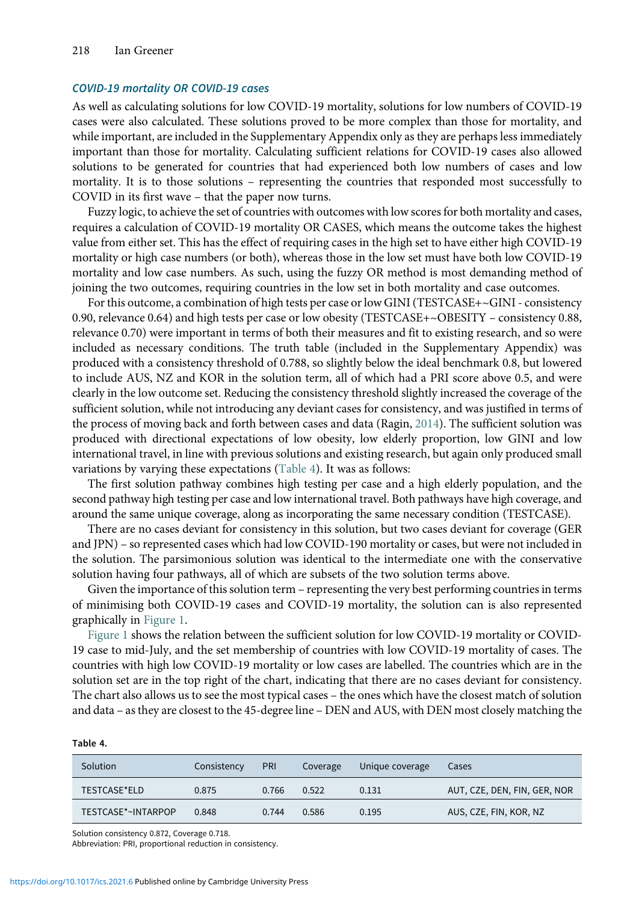### *COVID-19 mortality OR COVID-19 cases*

As well as calculating solutions for low COVID-19 mortality, solutions for low numbers of COVID-19 cases were also calculated. These solutions proved to be more complex than those for mortality, and while important, are included in the Supplementary Appendix only as they are perhaps less immediately important than those for mortality. Calculating sufficient relations for COVID-19 cases also allowed solutions to be generated for countries that had experienced both low numbers of cases and low mortality. It is to those solutions – representing the countries that responded most successfully to COVID in its first wave – that the paper now turns.

Fuzzy logic, to achieve the set of countries with outcomes with low scores for both mortality and cases, requires a calculation of COVID-19 mortality OR CASES, which means the outcome takes the highest value from either set. This has the effect of requiring cases in the high set to have either high COVID-19 mortality or high case numbers (or both), whereas those in the low set must have both low COVID-19 mortality and low case numbers. As such, using the fuzzy OR method is most demanding method of joining the two outcomes, requiring countries in the low set in both mortality and case outcomes.

For this outcome, a combination of high tests per case or low GINI (TESTCASE+~GINI - consistency 0.90, relevance 0.64) and high tests per case or low obesity (TESTCASE+~OBESITY – consistency 0.88, relevance 0.70) were important in terms of both their measures and fit to existing research, and so were included as necessary conditions. The truth table (included in the Supplementary Appendix) was produced with a consistency threshold of 0.788, so slightly below the ideal benchmark 0.8, but lowered to include AUS, NZ and KOR in the solution term, all of which had a PRI score above 0.5, and were clearly in the low outcome set. Reducing the consistency threshold slightly increased the coverage of the sufficient solution, while not introducing any deviant cases for consistency, and was justified in terms of the process of moving back and forth between cases and data (Ragin, 2014). The sufficient solution was produced with directional expectations of low obesity, low elderly proportion, low GINI and low international travel, in line with previous solutions and existing research, but again only produced small variations by varying these expectations (Table 4). It was as follows:

The first solution pathway combines high testing per case and a high elderly population, and the second pathway high testing per case and low international travel. Both pathways have high coverage, and around the same unique coverage, along as incorporating the same necessary condition (TESTCASE).

There are no cases deviant for consistency in this solution, but two cases deviant for coverage (GER and JPN) – so represented cases which had low COVID-190 mortality or cases, but were not included in the solution. The parsimonious solution was identical to the intermediate one with the conservative solution having four pathways, all of which are subsets of the two solution terms above.

Given the importance of this solution term – representing the very best performing countries in terms of minimising both COVID-19 cases and COVID-19 mortality, the solution can is also represented graphically in Figure 1.

Figure 1 shows the relation between the sufficient solution for low COVID-19 mortality or COVID-19 case to mid-July, and the set membership of countries with low COVID-19 mortality of cases. The countries with high low COVID-19 mortality or low cases are labelled. The countries which are in the solution set are in the top right of the chart, indicating that there are no cases deviant for consistency. The chart also allows us to see the most typical cases – the ones which have the closest match of solution and data – as they are closest to the 45-degree line – DEN and AUS, with DEN most closely matching the

**Table 4.**

| Solution | Consistency | PRI | Coverage | Unique coverage | Cases |
|---|---|---|---|---|---|
| TESTCASE*ELD | 0.875 | 0.766 | 0.522 | 0.131 | AUT, CZE, DEN, FIN, GER, NOR |
| TESTCASE*~INTARPOP | 0.848 | 0.744 | 0.586 | 0.195 | AUS, CZE, FIN, KOR, NZ |

Solution consistency 0.872, Coverage 0.718.
Abbreviation: PRI, proportional reduction in consistency.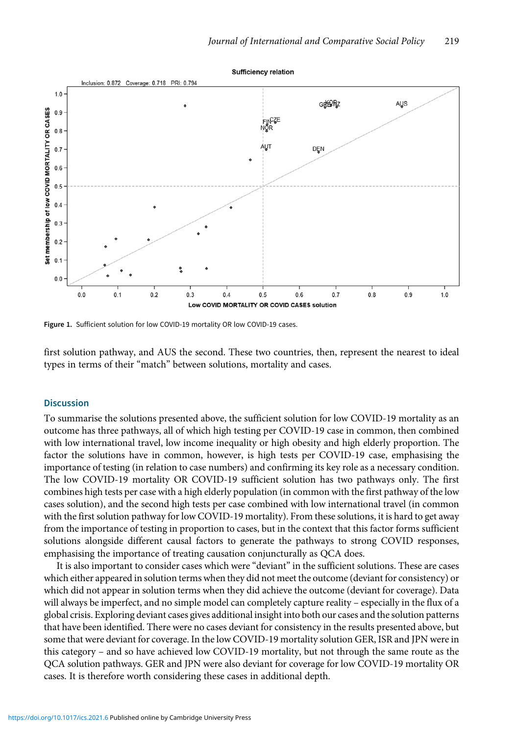Figure 1. Sufficient solution for low COVID-19 mortality OR low COVID-19 cases.

first solution pathway, and AUS the second. These two countries, then, represent the nearest to ideal types in terms of their "match" between solutions, mortality and cases.

## Discussion

To summarise the solutions presented above, the sufficient solution for low COVID-19 mortality as an outcome has three pathways, all of which high testing per COVID-19 case in common, then combined with low international travel, low income inequality or high obesity and high elderly proportion. The factor the solutions have in common, however, is high tests per COVID-19 case, emphasising the importance of testing (in relation to case numbers) and confirming its key role as a necessary condition. The low COVID-19 mortality OR COVID-19 sufficient solution has two pathways only. The first combines high tests per case with a high elderly population (in common with the first pathway of the low cases solution), and the second high tests per case combined with low international travel (in common with the first solution pathway for low COVID-19 mortality). From these solutions, it is hard to get away from the importance of testing in proportion to cases, but in the context that this factor forms sufficient solutions alongside different causal factors to generate the pathways to strong COVID responses, emphasising the importance of treating causation conjuncturally as QCA does.

It is also important to consider cases which were "deviant" in the sufficient solutions. These are cases which either appeared in solution terms when they did not meet the outcome (deviant for consistency) or which did not appear in solution terms when they did achieve the outcome (deviant for coverage). Data will always be imperfect, and no simple model can completely capture reality – especially in the flux of a global crisis. Exploring deviant cases gives additional insight into both our cases and the solution patterns that have been identified. There were no cases deviant for consistency in the results presented above, but some that were deviant for coverage. In the low COVID-19 mortality solution GER, ISR and JPN were in this category – and so have achieved low COVID-19 mortality, but not through the same route as the QCA solution pathways. GER and JPN were also deviant for coverage for low COVID-19 mortality OR cases. It is therefore worth considering these cases in additional depth.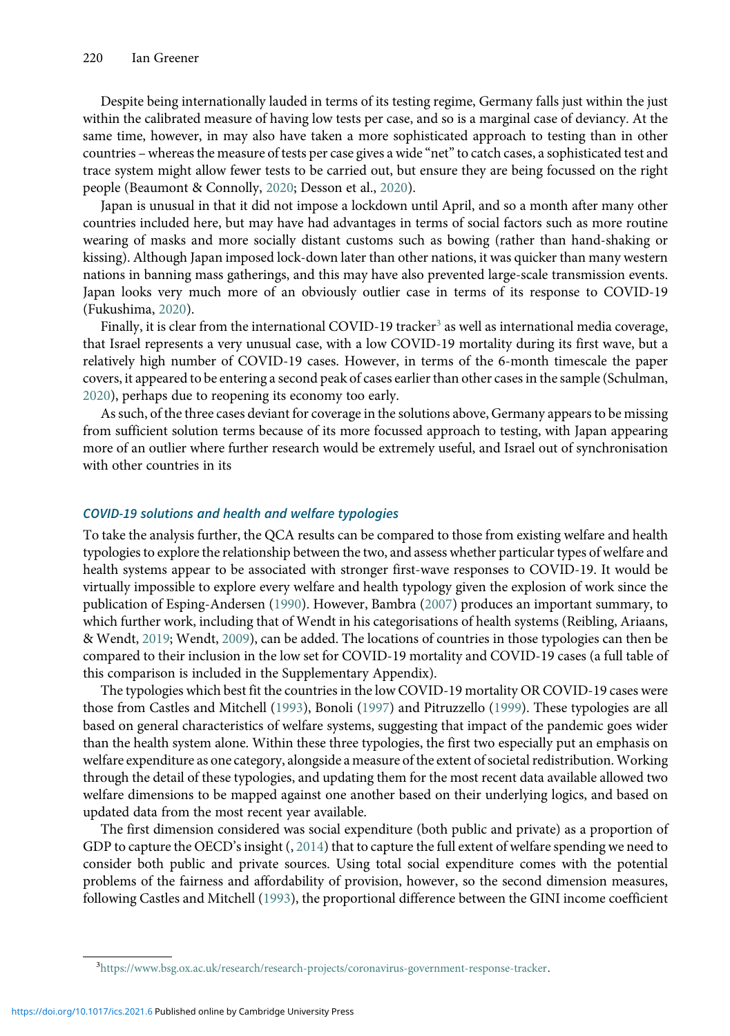Despite being internationally lauded in terms of its testing regime, Germany falls just within the just within the calibrated measure of having low tests per case, and so is a marginal case of deviancy. At the same time, however, in may also have taken a more sophisticated approach to testing than in other countries – whereas the measure of tests per case gives a wide "net" to catch cases, a sophisticated test and trace system might allow fewer tests to be carried out, but ensure they are being focussed on the right people (Beaumont & Connolly, 2020; Desson et al., 2020).

Japan is unusual in that it did not impose a lockdown until April, and so a month after many other countries included here, but may have had advantages in terms of social factors such as more routine wearing of masks and more socially distant customs such as bowing (rather than hand-shaking or kissing). Although Japan imposed lock-down later than other nations, it was quicker than many western nations in banning mass gatherings, and this may have also prevented large-scale transmission events. Japan looks very much more of an obviously outlier case in terms of its response to COVID-19 (Fukushima, 2020).

Finally, it is clear from the international COVID-19 tracker[3] as well as international media coverage, that Israel represents a very unusual case, with a low COVID-19 mortality during its first wave, but a relatively high number of COVID-19 cases. However, in terms of the 6-month timescale the paper covers, it appeared to be entering a second peak of cases earlier than other cases in the sample (Schulman, 2020), perhaps due to reopening its economy too early.

As such, of the three cases deviant for coverage in the solutions above, Germany appears to be missing from sufficient solution terms because of its more focussed approach to testing, with Japan appearing more of an outlier where further research would be extremely useful, and Israel out of synchronisation with other countries in its

## *COVID-19 solutions and health and welfare typologies*

To take the analysis further, the QCA results can be compared to those from existing welfare and health typologies to explore the relationship between the two, and assess whether particular types of welfare and health systems appear to be associated with stronger first-wave responses to COVID-19. It would be virtually impossible to explore every welfare and health typology given the explosion of work since the publication of Esping-Andersen (1990). However, Bambra (2007) produces an important summary, to which further work, including that of Wendt in his categorisations of health systems (Reibling, Ariaans, & Wendt, 2019; Wendt, 2009), can be added. The locations of countries in those typologies can then be compared to their inclusion in the low set for COVID-19 mortality and COVID-19 cases (a full table of this comparison is included in the Supplementary Appendix).

The typologies which best fit the countries in the low COVID-19 mortality OR COVID-19 cases were those from Castles and Mitchell (1993), Bonoli (1997) and Pitruzzello (1999). These typologies are all based on general characteristics of welfare systems, suggesting that impact of the pandemic goes wider than the health system alone. Within these three typologies, the first two especially put an emphasis on welfare expenditure as one category, alongside a measure of the extent of societal redistribution. Working through the detail of these typologies, and updating them for the most recent data available allowed two welfare dimensions to be mapped against one another based on their underlying logics, and based on updated data from the most recent year available.

The first dimension considered was social expenditure (both public and private) as a proportion of GDP to capture the OECD's insight (, 2014) that to capture the full extent of welfare spending we need to consider both public and private sources. Using total social expenditure comes with the potential problems of the fairness and affordability of provision, however, so the second dimension measures, following Castles and Mitchell (1993), the proportional difference between the GINI income coefficient

[3]https://www.bsg.ox.ac.uk/research/research-projects/coronavirus-government-response-tracker.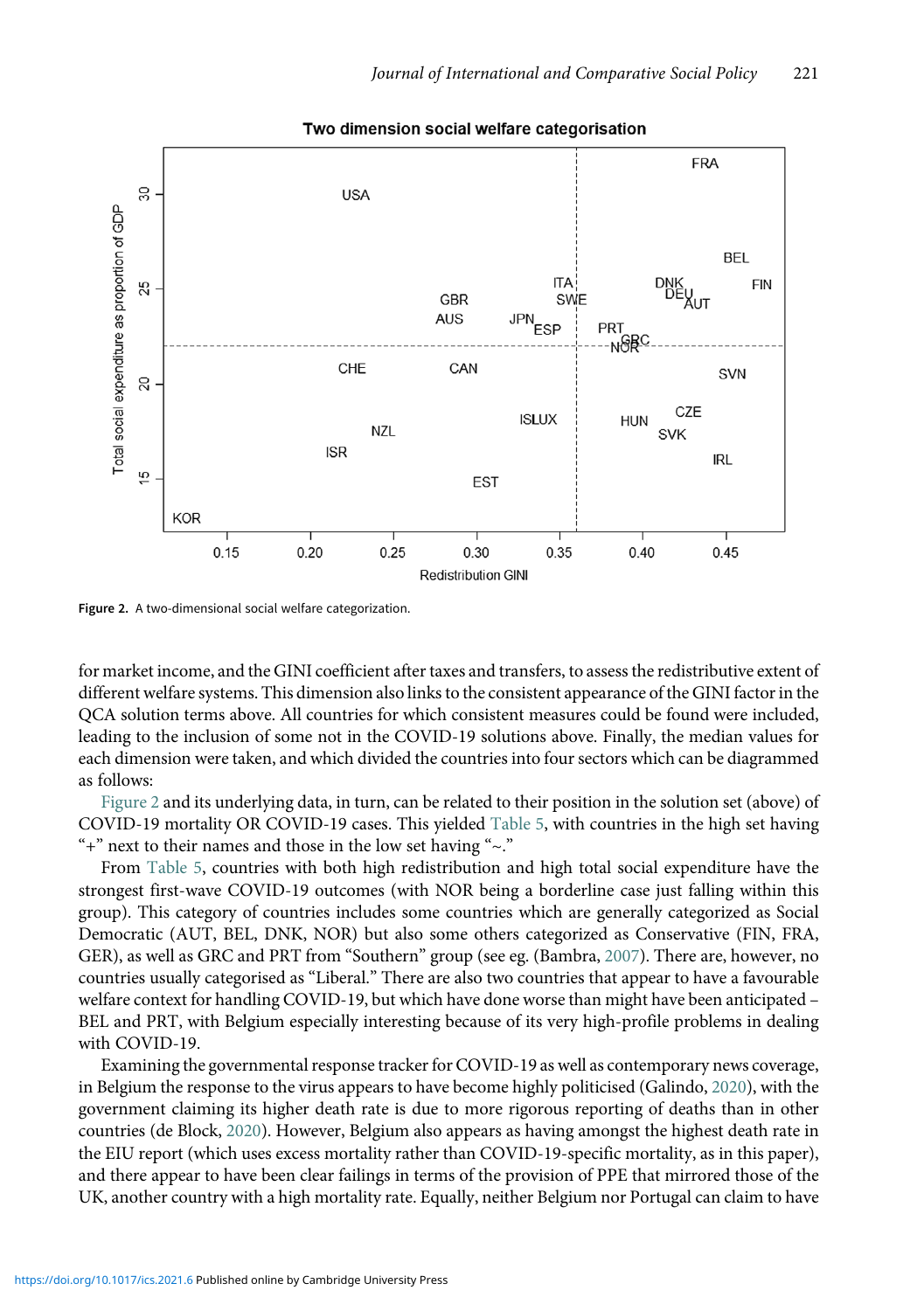Figure 2. A two-dimensional social welfare categorization.

for market income, and the GINI coefficient after taxes and transfers, to assess the redistributive extent of different welfare systems. This dimension also links to the consistent appearance of the GINI factor in the QCA solution terms above. All countries for which consistent measures could be found were included, leading to the inclusion of some not in the COVID-19 solutions above. Finally, the median values for each dimension were taken, and which divided the countries into four sectors which can be diagrammed as follows:

Figure 2 and its underlying data, in turn, can be related to their position in the solution set (above) of COVID-19 mortality OR COVID-19 cases. This yielded Table 5, with countries in the high set having "+" next to their names and those in the low set having "~."

From Table 5, countries with both high redistribution and high total social expenditure have the strongest first-wave COVID-19 outcomes (with NOR being a borderline case just falling within this group). This category of countries includes some countries which are generally categorized as Social Democratic (AUT, BEL, DNK, NOR) but also some others categorized as Conservative (FIN, FRA, GER), as well as GRC and PRT from "Southern" group (see eg. (Bambra, 2007). There are, however, no countries usually categorised as "Liberal." There are also two countries that appear to have a favourable welfare context for handling COVID-19, but which have done worse than might have been anticipated – BEL and PRT, with Belgium especially interesting because of its very high-profile problems in dealing with COVID-19.

Examining the governmental response tracker for COVID-19 as well as contemporary news coverage, in Belgium the response to the virus appears to have become highly politicised (Galindo, 2020), with the government claiming its higher death rate is due to more rigorous reporting of deaths than in other countries (de Block, 2020). However, Belgium also appears as having amongst the highest death rate in the EIU report (which uses excess mortality rather than COVID-19-specific mortality, as in this paper), and there appear to have been clear failings in terms of the provision of PPE that mirrored those of the UK, another country with a high mortality rate. Equally, neither Belgium nor Portugal can claim to have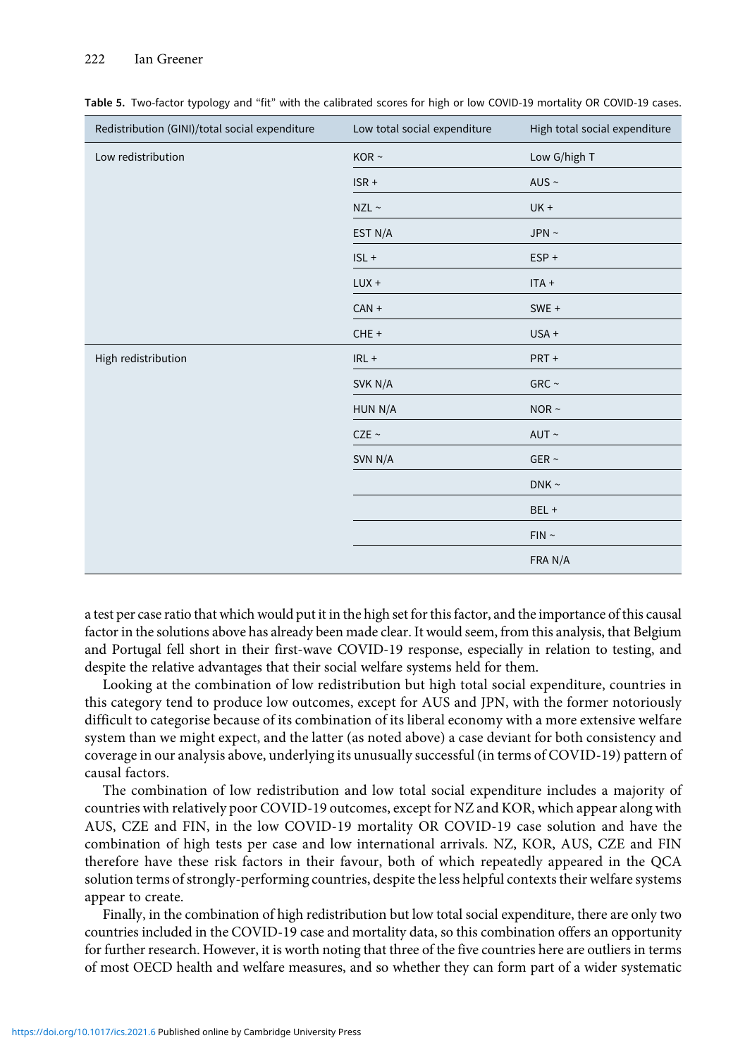Table 5. Two-factor typology and "fit" with the calibrated scores for high or low COVID-19 mortality OR COVID-19 cases.

| Redistribution (GINI)/total social expenditure | Low total social expenditure | High total social expenditure |
|---|---|---|
| Low redistribution | KOR ~ | Low G/high T |
| | ISR + | AUS ~ |
| | NZL ~ | UK + |
| | EST N/A | JPN ~ |
| | ISL + | ESP + |
| | LUX + | ITA + |
| | CAN + | SWE + |
| | CHE + | USA + |
| High redistribution | IRL + | PRT + |
| | SVK N/A | GRC ~ |
| | HUN N/A | NOR ~ |
| | CZE ~ | AUT ~ |
| | SVN N/A | GER ~ |
| | | DNK ~ |
| | | BEL + |
| | | FIN ~ |
| | | FRA N/A |

a test per case ratio that which would put it in the high set for this factor, and the importance of this causal factor in the solutions above has already been made clear. It would seem, from this analysis, that Belgium and Portugal fell short in their first-wave COVID-19 response, especially in relation to testing, and despite the relative advantages that their social welfare systems held for them.

Looking at the combination of low redistribution but high total social expenditure, countries in this category tend to produce low outcomes, except for AUS and JPN, with the former notoriously difficult to categorise because of its combination of its liberal economy with a more extensive welfare system than we might expect, and the latter (as noted above) a case deviant for both consistency and coverage in our analysis above, underlying its unusually successful (in terms of COVID-19) pattern of causal factors.

The combination of low redistribution and low total social expenditure includes a majority of countries with relatively poor COVID-19 outcomes, except for NZ and KOR, which appear along with AUS, CZE and FIN, in the low COVID-19 mortality OR COVID-19 case solution and have the combination of high tests per case and low international arrivals. NZ, KOR, AUS, CZE and FIN therefore have these risk factors in their favour, both of which repeatedly appeared in the QCA solution terms of strongly-performing countries, despite the less helpful contexts their welfare systems appear to create.

Finally, in the combination of high redistribution but low total social expenditure, there are only two countries included in the COVID-19 case and mortality data, so this combination offers an opportunity for further research. However, it is worth noting that three of the five countries here are outliers in terms of most OECD health and welfare measures, and so whether they can form part of a wider systematic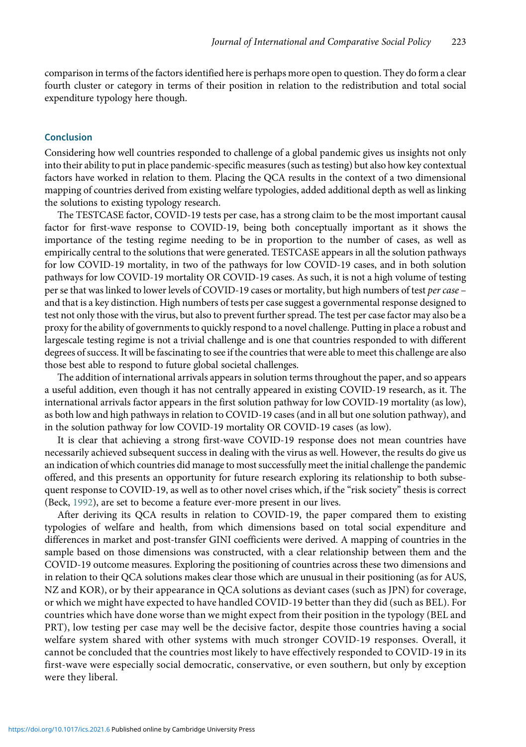comparison in terms of the factors identified here is perhaps more open to question. They do form a clear fourth cluster or category in terms of their position in relation to the redistribution and total social expenditure typology here though.

## Conclusion

Considering how well countries responded to challenge of a global pandemic gives us insights not only into their ability to put in place pandemic-specific measures (such as testing) but also how key contextual factors have worked in relation to them. Placing the QCA results in the context of a two dimensional mapping of countries derived from existing welfare typologies, added additional depth as well as linking the solutions to existing typology research.

The TESTCASE factor, COVID-19 tests per case, has a strong claim to be the most important causal factor for first-wave response to COVID-19, being both conceptually important as it shows the importance of the testing regime needing to be in proportion to the number of cases, as well as empirically central to the solutions that were generated. TESTCASE appears in all the solution pathways for low COVID-19 mortality, in two of the pathways for low COVID-19 cases, and in both solution pathways for low COVID-19 mortality OR COVID-19 cases. As such, it is not a high volume of testing per se that was linked to lower levels of COVID-19 cases or mortality, but high numbers of test *per case* – and that is a key distinction. High numbers of tests per case suggest a governmental response designed to test not only those with the virus, but also to prevent further spread. The test per case factor may also be a proxy for the ability of governments to quickly respond to a novel challenge. Putting in place a robust and largescale testing regime is not a trivial challenge and is one that countries responded to with different degrees of success. It will be fascinating to see if the countries that were able to meet this challenge are also those best able to respond to future global societal challenges.

The addition of international arrivals appears in solution terms throughout the paper, and so appears a useful addition, even though it has not centrally appeared in existing COVID-19 research, as it. The international arrivals factor appears in the first solution pathway for low COVID-19 mortality (as low), as both low and high pathways in relation to COVID-19 cases (and in all but one solution pathway), and in the solution pathway for low COVID-19 mortality OR COVID-19 cases (as low).

It is clear that achieving a strong first-wave COVID-19 response does not mean countries have necessarily achieved subsequent success in dealing with the virus as well. However, the results do give us an indication of which countries did manage to most successfully meet the initial challenge the pandemic offered, and this presents an opportunity for future research exploring its relationship to both subsequent response to COVID-19, as well as to other novel crises which, if the "risk society" thesis is correct (Beck, 1992), are set to become a feature ever-more present in our lives.

After deriving its QCA results in relation to COVID-19, the paper compared them to existing typologies of welfare and health, from which dimensions based on total social expenditure and differences in market and post-transfer GINI coefficients were derived. A mapping of countries in the sample based on those dimensions was constructed, with a clear relationship between them and the COVID-19 outcome measures. Exploring the positioning of countries across these two dimensions and in relation to their QCA solutions makes clear those which are unusual in their positioning (as for AUS, NZ and KOR), or by their appearance in QCA solutions as deviant cases (such as JPN) for coverage, or which we might have expected to have handled COVID-19 better than they did (such as BEL). For countries which have done worse than we might expect from their position in the typology (BEL and PRT), low testing per case may well be the decisive factor, despite those countries having a social welfare system shared with other systems with much stronger COVID-19 responses. Overall, it cannot be concluded that the countries most likely to have effectively responded to COVID-19 in its first-wave were especially social democratic, conservative, or even southern, but only by exception were they liberal.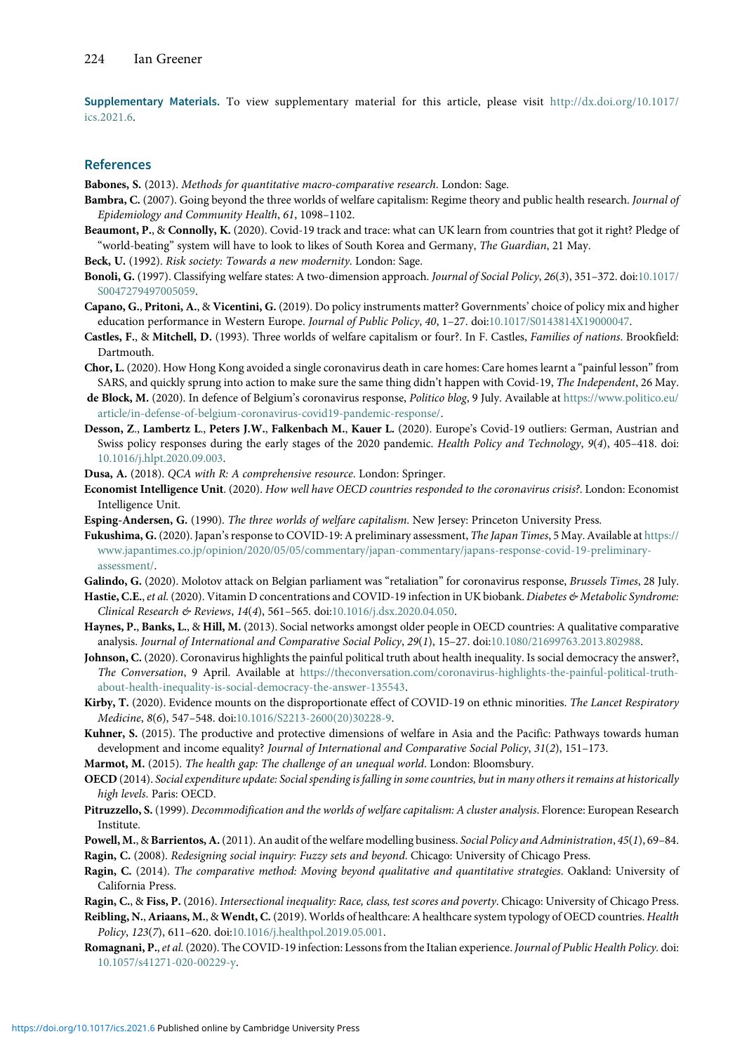**Supplementary Materials.** To view supplementary material for this article, please visit http://dx.doi.org/10.1017/ics.2021.6.

## References

**Babones, S.** (2013). *Methods for quantitative macro-comparative research*. London: Sage.

**Bambra, C.** (2007). Going beyond the three worlds of welfare capitalism: Regime theory and public health research. *Journal of Epidemiology and Community Health*, *61*, 1098–1102.

**Beaumont, P.**, & **Connolly, K.** (2020). Covid-19 track and trace: what can UK learn from countries that got it right? Pledge of "world-beating" system will have to look to likes of South Korea and Germany, *The Guardian*, 21 May.

**Beck, U.** (1992). *Risk society: Towards a new modernity*. London: Sage.

**Bonoli, G.** (1997). Classifying welfare states: A two-dimension approach. *Journal of Social Policy*, *26*(*3*), 351–372. doi:10.1017/S0047279497005059.

**Capano, G.**, **Pritoni, A.**, & **Vicentini, G.** (2019). Do policy instruments matter? Governments' choice of policy mix and higher education performance in Western Europe. *Journal of Public Policy*, *40*, 1–27. doi:10.1017/S0143814X19000047.

**Castles, F.**, & **Mitchell, D.** (1993). Three worlds of welfare capitalism or four?. In F. Castles, *Families of nations*. Brookfield: Dartmouth.

**Chor, L.** (2020). How Hong Kong avoided a single coronavirus death in care homes: Care homes learnt a "painful lesson" from SARS, and quickly sprung into action to make sure the same thing didn't happen with Covid-19, *The Independent*, 26 May.

**de Block, M.** (2020). In defence of Belgium's coronavirus response, *Politico blog*, 9 July. Available at https://www.politico.eu/article/in-defense-of-belgium-coronavirus-covid19-pandemic-response/.

**Desson, Z.**, **Lambertz L.**, **Peters J.W.**, **Falkenbach M.**, **Kauer L.** (2020). Europe's Covid-19 outliers: German, Austrian and Swiss policy responses during the early stages of the 2020 pandemic. *Health Policy and Technology*, *9*(*4*), 405–418. doi: 10.1016/j.hlpt.2020.09.003.

**Dusa, A.** (2018). *QCA with R: A comprehensive resource*. London: Springer.

**Economist Intelligence Unit**. (2020). *How well have OECD countries responded to the coronavirus crisis?*. London: Economist Intelligence Unit.

**Esping-Andersen, G.** (1990). *The three worlds of welfare capitalism*. New Jersey: Princeton University Press.

**Fukushima, G.** (2020). Japan's response to COVID-19: A preliminary assessment, *The Japan Times*, 5 May. Available at https://www.japantimes.co.jp/opinion/2020/05/05/commentary/japan-commentary/japans-response-covid-19-preliminary-assessment/.

**Galindo, G.** (2020). Molotov attack on Belgian parliament was "retaliation" for coronavirus response, *Brussels Times*, 28 July.

**Hastie, C.E.**, *et al.* (2020). Vitamin D concentrations and COVID-19 infection in UK biobank. *Diabetes & Metabolic Syndrome: Clinical Research & Reviews*, *14*(*4*), 561–565. doi:10.1016/j.dsx.2020.04.050.

**Haynes, P.**, **Banks, L.**, & **Hill, M.** (2013). Social networks amongst older people in OECD countries: A qualitative comparative analysis. *Journal of International and Comparative Social Policy*, *29*(*1*), 15–27. doi:10.1080/21699763.2013.802988.

**Johnson, C.** (2020). Coronavirus highlights the painful political truth about health inequality. Is social democracy the answer?, *The Conversation*, 9 April. Available at https://theconversation.com/coronavirus-highlights-the-painful-political-truth-about-health-inequality-is-social-democracy-the-answer-135543.

**Kirby, T.** (2020). Evidence mounts on the disproportionate effect of COVID-19 on ethnic minorities. *The Lancet Respiratory Medicine*, *8*(*6*), 547–548. doi:10.1016/S2213-2600(20)30228-9.

**Kuhner, S.** (2015). The productive and protective dimensions of welfare in Asia and the Pacific: Pathways towards human development and income equality? *Journal of International and Comparative Social Policy*, *31*(*2*), 151–173.

**Marmot, M.** (2015). *The health gap: The challenge of an unequal world*. London: Bloomsbury.

**OECD** (2014). *Social expenditure update: Social spending is falling in some countries, but in many others it remains at historically high levels*. Paris: OECD.

**Pitruzzello, S.** (1999). *Decommodification and the worlds of welfare capitalism: A cluster analysis*. Florence: European Research Institute.

**Powell, M.**, & **Barrientos, A.** (2011). An audit of the welfare modelling business. *Social Policy and Administration*, *45*(*1*), 69–84.

**Ragin, C.** (2008). *Redesigning social inquiry: Fuzzy sets and beyond*. Chicago: University of Chicago Press.

**Ragin, C.** (2014). *The comparative method: Moving beyond qualitative and quantitative strategies*. Oakland: University of California Press.

**Ragin, C.**, & **Fiss, P.** (2016). *Intersectional inequality: Race, class, test scores and poverty*. Chicago: University of Chicago Press.

**Reibling, N.**, **Ariaans, M.**, & **Wendt, C.** (2019). Worlds of healthcare: A healthcare system typology of OECD countries. *Health Policy*, *123*(*7*), 611–620. doi:10.1016/j.healthpol.2019.05.001.

**Romagnani, P.**, *et al.* (2020). The COVID-19 infection: Lessons from the Italian experience. *Journal of Public Health Policy*. doi: 10.1057/s41271-020-00229-y.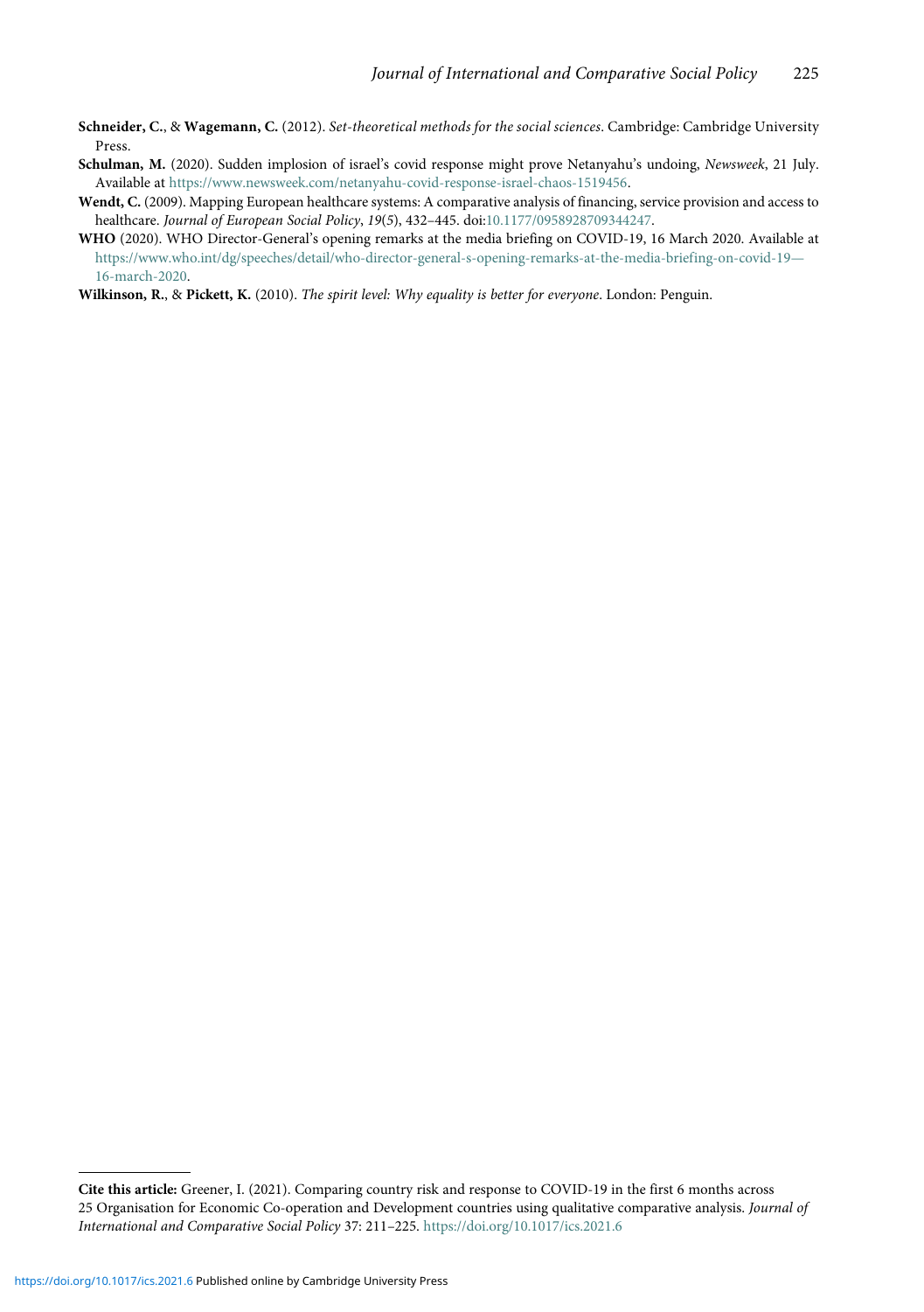**Schneider, C.**, & **Wagemann, C.** (2012). *Set-theoretical methods for the social sciences*. Cambridge: Cambridge University Press.

**Schulman, M.** (2020). Sudden implosion of israel's covid response might prove Netanyahu's undoing, *Newsweek*, 21 July. Available at https://www.newsweek.com/netanyahu-covid-response-israel-chaos-1519456.

**Wendt, C.** (2009). Mapping European healthcare systems: A comparative analysis of financing, service provision and access to healthcare. *Journal of European Social Policy*, *19*(5), 432–445. doi:10.1177/0958928709344247.

**WHO** (2020). WHO Director-General's opening remarks at the media briefing on COVID-19, 16 March 2020. Available at https://www.who.int/dg/speeches/detail/who-director-general-s-opening-remarks-at-the-media-briefing-on-covid-19—16-march-2020.

**Wilkinson, R.**, & **Pickett, K.** (2010). *The spirit level: Why equality is better for everyone*. London: Penguin.

---

**Cite this article:** Greener, I. (2021). Comparing country risk and response to COVID-19 in the first 6 months across 25 Organisation for Economic Co-operation and Development countries using qualitative comparative analysis. *Journal of International and Comparative Social Policy* 37: 211–225. https://doi.org/10.1017/ics.2021.6